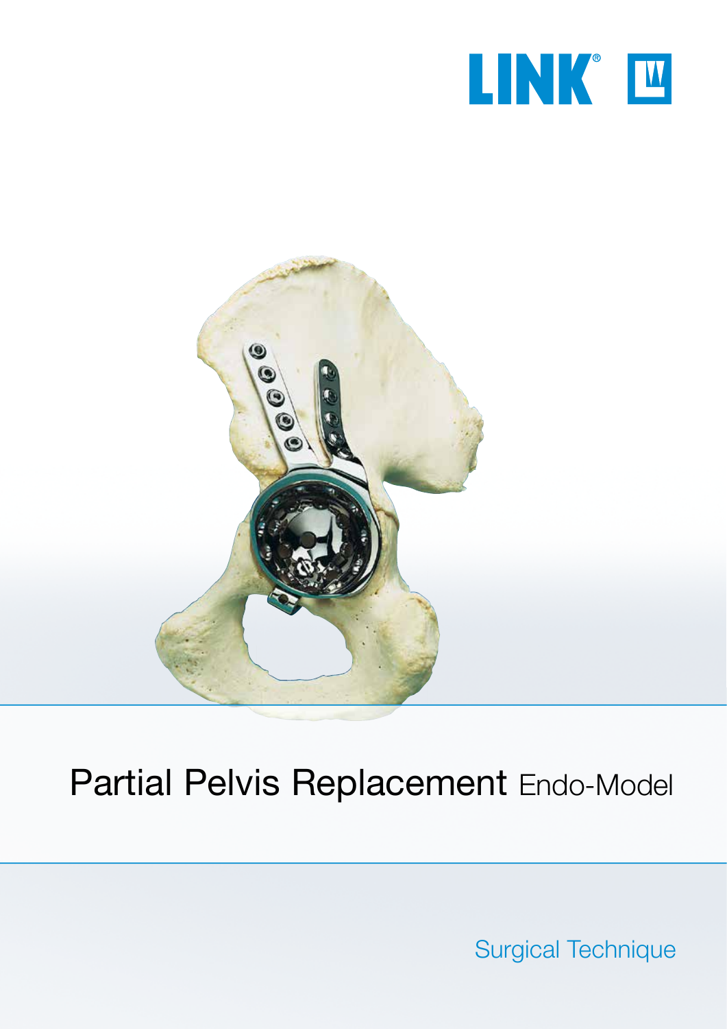LINK®

# Partial Pelvis Replacement Endo-Model

Surgical Technique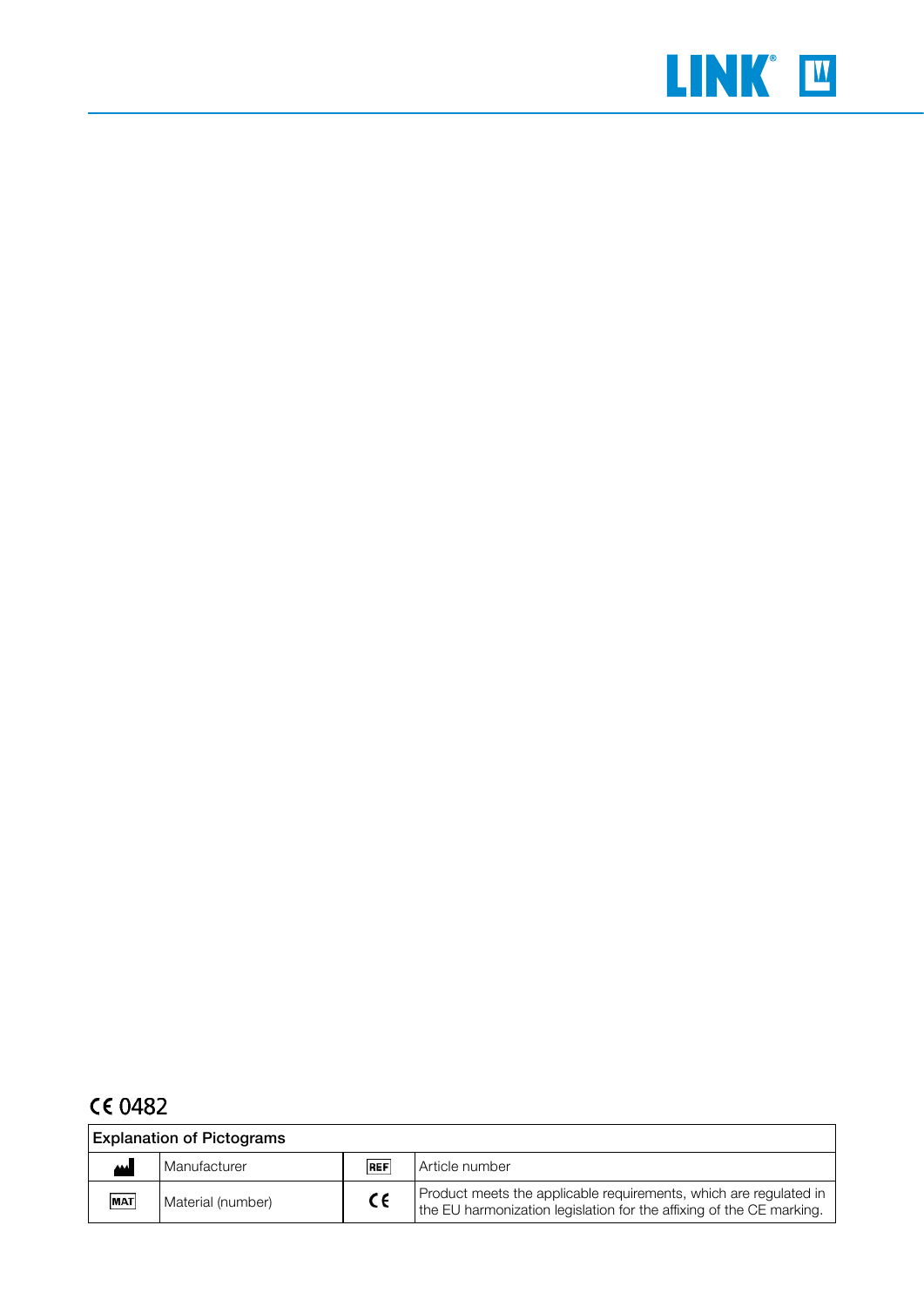CE 0482

| Explanation of Pictograms | | | |
|---|---|---|---|
| | Manufacturer | REF | Article number |
| MAT | Material (number) | CE | Product meets the applicable requirements, which are regulated in the EU harmonization legislation for the affixing of the CE marking. |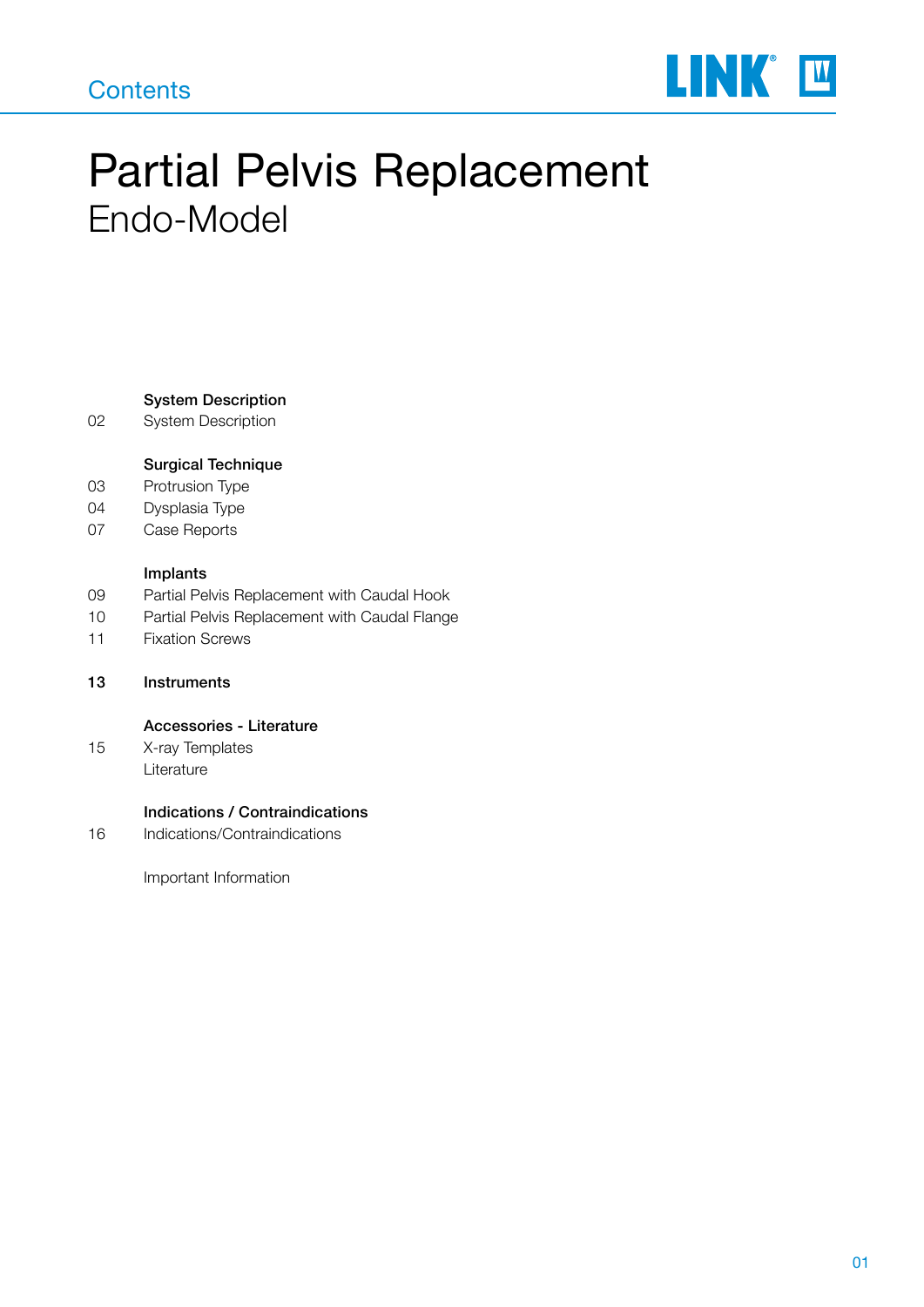## Contents

# Partial Pelvis Replacement
## Endo-Model

| | |
|---|---|
| | **System Description** |
| 02 | System Description |
| | **Surgical Technique** |
| 03 | Protrusion Type |
| 04 | Dysplasia Type |
| 07 | Case Reports |
| | **Implants** |
| 09 | Partial Pelvis Replacement with Caudal Hook |
| 10 | Partial Pelvis Replacement with Caudal Flange |
| 11 | Fixation Screws |
| **13** | **Instruments** |
| | **Accessories - Literature** |
| 15 | X-ray Templates |
| | Literature |
| | **Indications / Contraindications** |
| 16 | Indications/Contraindications |
| | Important Information |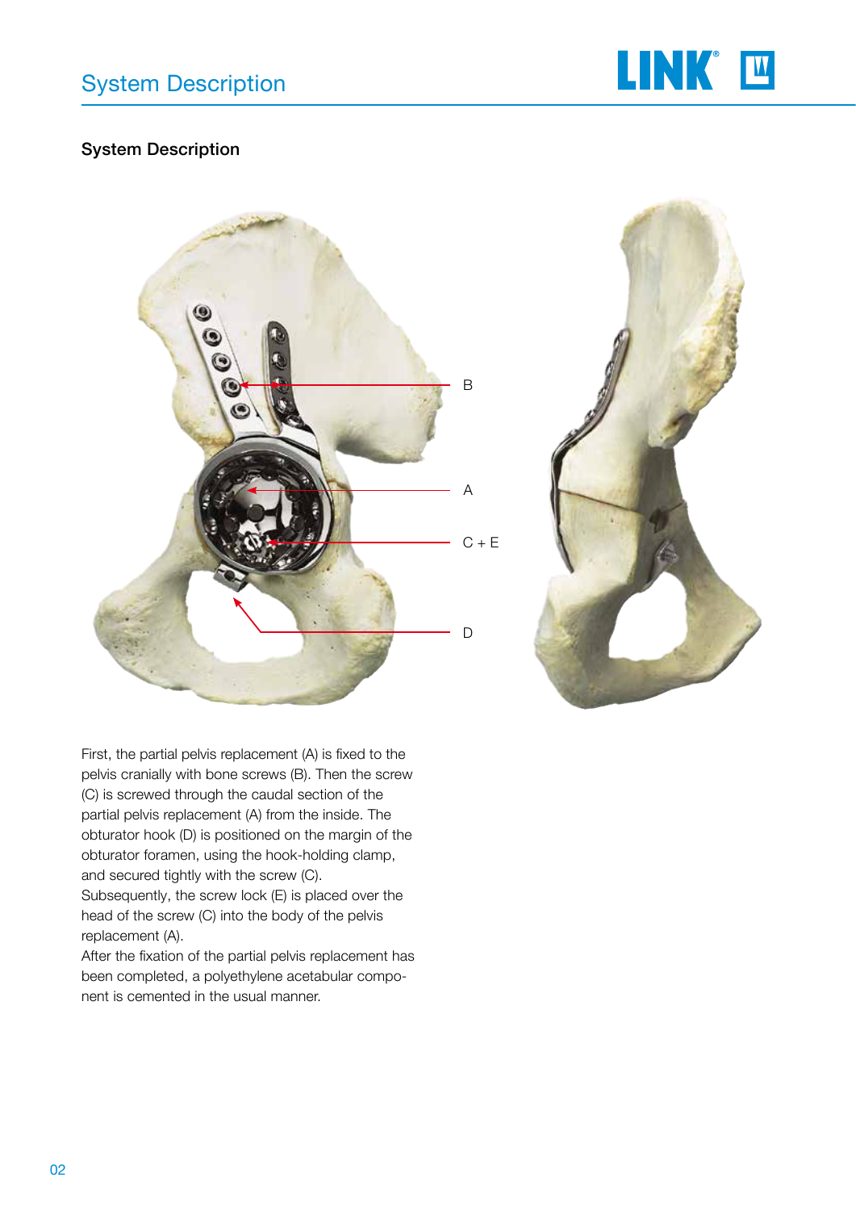## System Description

First, the partial pelvis replacement (A) is fixed to the pelvis cranially with bone screws (B). Then the screw (C) is screwed through the caudal section of the partial pelvis replacement (A) from the inside. The obturator hook (D) is positioned on the margin of the obturator foramen, using the hook-holding clamp, and secured tightly with the screw (C).
Subsequently, the screw lock (E) is placed over the head of the screw (C) into the body of the pelvis replacement (A).
After the fixation of the partial pelvis replacement has been completed, a polyethylene acetabular component is cemented in the usual manner.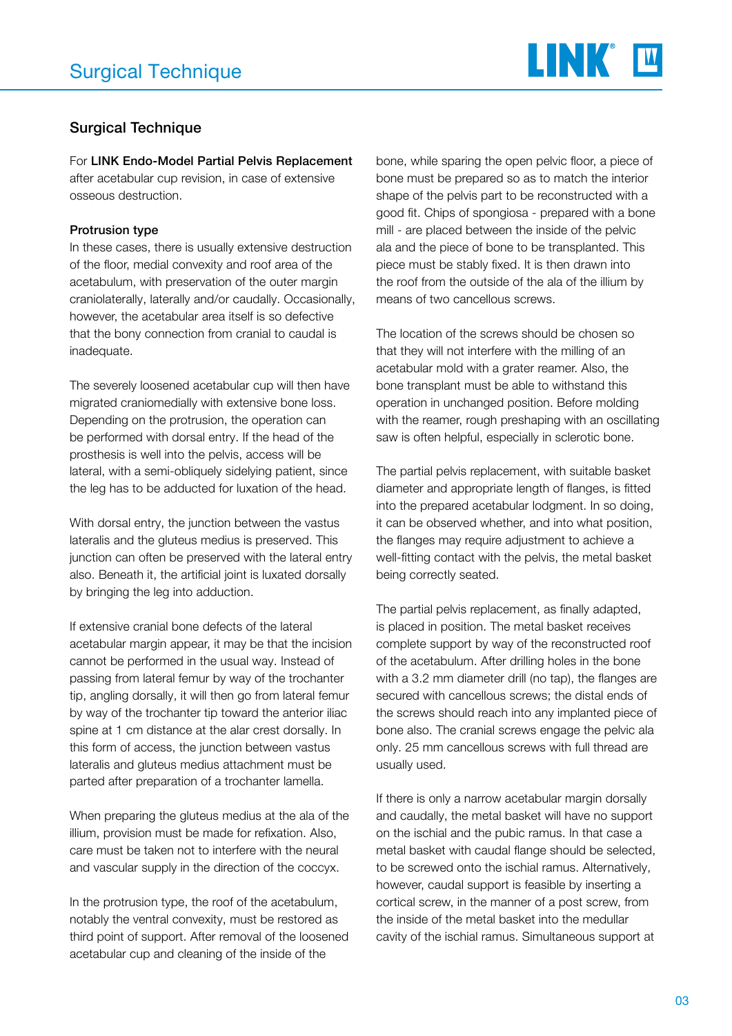## Surgical Technique

For **LINK Endo-Model Partial Pelvis Replacement** after acetabular cup revision, in case of extensive osseous destruction.

**Protrusion type**

In these cases, there is usually extensive destruction of the floor, medial convexity and roof area of the acetabulum, with preservation of the outer margin craniolaterally, laterally and/or caudally. Occasionally, however, the acetabular area itself is so defective that the bony connection from cranial to caudal is inadequate.

The severely loosened acetabular cup will then have migrated craniomedially with extensive bone loss. Depending on the protrusion, the operation can be performed with dorsal entry. If the head of the prosthesis is well into the pelvis, access will be lateral, with a semi-obliquely sidelying patient, since the leg has to be adducted for luxation of the head.

With dorsal entry, the junction between the vastus lateralis and the gluteus medius is preserved. This junction can often be preserved with the lateral entry also. Beneath it, the artificial joint is luxated dorsally by bringing the leg into adduction.

If extensive cranial bone defects of the lateral acetabular margin appear, it may be that the incision cannot be performed in the usual way. Instead of passing from lateral femur by way of the trochanter tip, angling dorsally, it will then go from lateral femur by way of the trochanter tip toward the anterior iliac spine at 1 cm distance at the alar crest dorsally. In this form of access, the junction between vastus lateralis and gluteus medius attachment must be parted after preparation of a trochanter lamella.

When preparing the gluteus medius at the ala of the illium, provision must be made for refixation. Also, care must be taken not to interfere with the neural and vascular supply in the direction of the coccyx.

In the protrusion type, the roof of the acetabulum, notably the ventral convexity, must be restored as third point of support. After removal of the loosened acetabular cup and cleaning of the inside of the bone, while sparing the open pelvic floor, a piece of bone must be prepared so as to match the interior shape of the pelvis part to be reconstructed with a good fit. Chips of spongiosa - prepared with a bone mill - are placed between the inside of the pelvic ala and the piece of bone to be transplanted. This piece must be stably fixed. It is then drawn into the roof from the outside of the ala of the illium by means of two cancellous screws.

The location of the screws should be chosen so that they will not interfere with the milling of an acetabular mold with a grater reamer. Also, the bone transplant must be able to withstand this operation in unchanged position. Before molding with the reamer, rough preshaping with an oscillating saw is often helpful, especially in sclerotic bone.

The partial pelvis replacement, with suitable basket diameter and appropriate length of flanges, is fitted into the prepared acetabular lodgment. In so doing, it can be observed whether, and into what position, the flanges may require adjustment to achieve a well-fitting contact with the pelvis, the metal basket being correctly seated.

The partial pelvis replacement, as finally adapted, is placed in position. The metal basket receives complete support by way of the reconstructed roof of the acetabulum. After drilling holes in the bone with a 3.2 mm diameter drill (no tap), the flanges are secured with cancellous screws; the distal ends of the screws should reach into any implanted piece of bone also. The cranial screws engage the pelvic ala only. 25 mm cancellous screws with full thread are usually used.

If there is only a narrow acetabular margin dorsally and caudally, the metal basket will have no support on the ischial and the pubic ramus. In that case a metal basket with caudal flange should be selected, to be screwed onto the ischial ramus. Alternatively, however, caudal support is feasible by inserting a cortical screw, in the manner of a post screw, from the inside of the metal basket into the medullar cavity of the ischial ramus. Simultaneous support at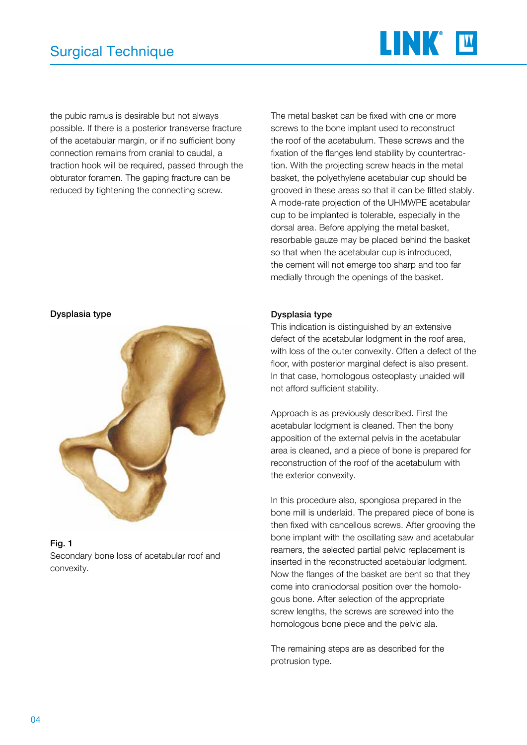the pubic ramus is desirable but not always possible. If there is a posterior transverse fracture of the acetabular margin, or if no sufficient bony connection remains from cranial to caudal, a traction hook will be required, passed through the obturator foramen. The gaping fracture can be reduced by tightening the connecting screw.

The metal basket can be fixed with one or more screws to the bone implant used to reconstruct the roof of the acetabulum. These screws and the fixation of the flanges lend stability by countertraction. With the projecting screw heads in the metal basket, the polyethylene acetabular cup should be grooved in these areas so that it can be fitted stably. A mode-rate projection of the UHMWPE acetabular cup to be implanted is tolerable, especially in the dorsal area. Before applying the metal basket, resorbable gauze may be placed behind the basket so that when the acetabular cup is introduced, the cement will not emerge too sharp and too far medially through the openings of the basket.

**Dysplasia type**

**Fig. 1**
Secondary bone loss of acetabular roof and convexity.

**Dysplasia type**

This indication is distinguished by an extensive defect of the acetabular lodgment in the roof area, with loss of the outer convexity. Often a defect of the floor, with posterior marginal defect is also present. In that case, homologous osteoplasty unaided will not afford sufficient stability.

Approach is as previously described. First the acetabular lodgment is cleaned. Then the bony apposition of the external pelvis in the acetabular area is cleaned, and a piece of bone is prepared for reconstruction of the roof of the acetabulum with the exterior convexity.

In this procedure also, spongiosa prepared in the bone mill is underlaid. The prepared piece of bone is then fixed with cancellous screws. After grooving the bone implant with the oscillating saw and acetabular reamers, the selected partial pelvic replacement is inserted in the reconstructed acetabular lodgment. Now the flanges of the basket are bent so that they come into craniodorsal position over the homologous bone. After selection of the appropriate screw lengths, the screws are screwed into the homologous bone piece and the pelvic ala.

The remaining steps are as described for the protrusion type.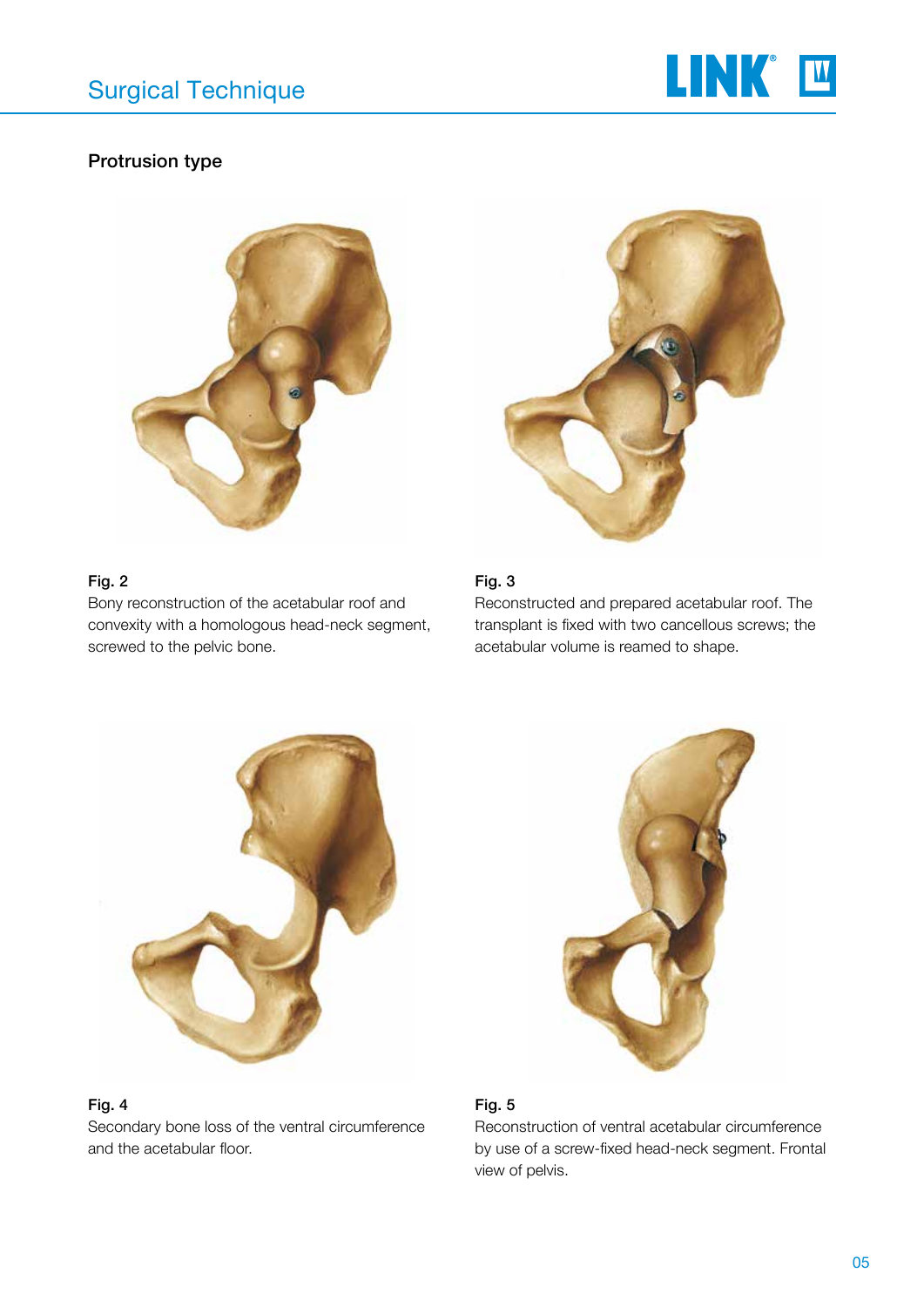## Protrusion type

**Fig. 2**
Bony reconstruction of the acetabular roof and convexity with a homologous head-neck segment, screwed to the pelvic bone.

**Fig. 3**
Reconstructed and prepared acetabular roof. The transplant is fixed with two cancellous screws; the acetabular volume is reamed to shape.

**Fig. 4**
Secondary bone loss of the ventral circumference and the acetabular floor.

**Fig. 5**
Reconstruction of ventral acetabular circumference by use of a screw-fixed head-neck segment. Frontal view of pelvis.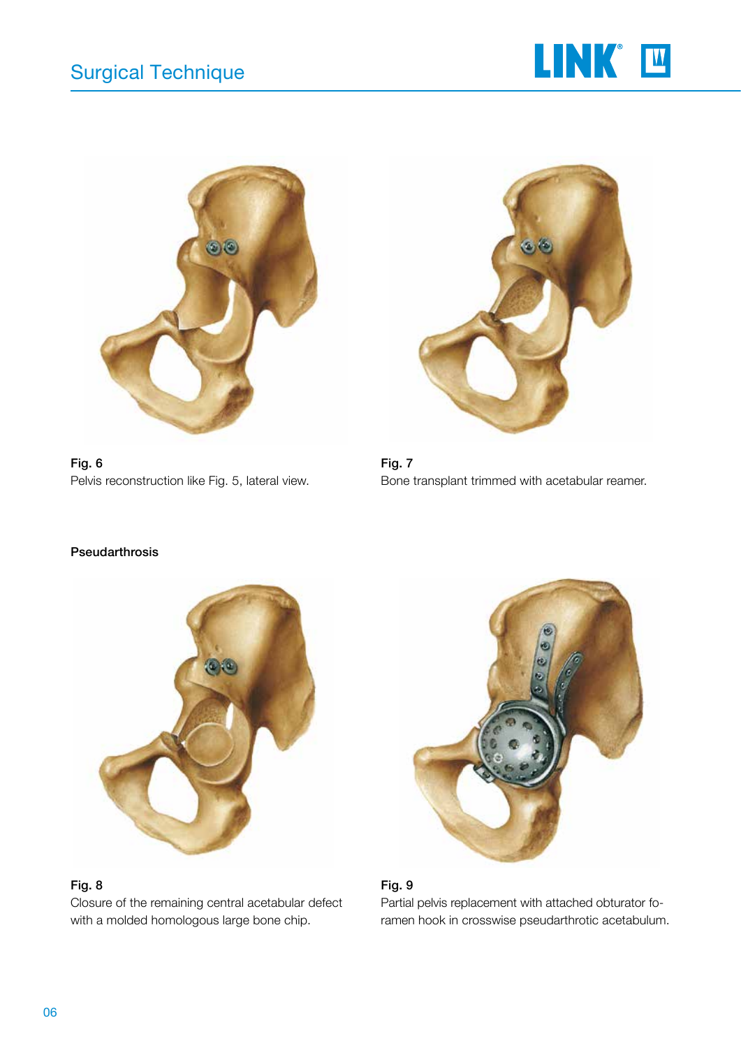**Fig. 6**
Pelvis reconstruction like Fig. 5, lateral view.

**Fig. 7**
Bone transplant trimmed with acetabular reamer.

**Pseudarthrosis**

**Fig. 8**
Closure of the remaining central acetabular defect with a molded homologous large bone chip.

**Fig. 9**
Partial pelvis replacement with attached obturator foramen hook in crosswise pseudarthrotic acetabulum.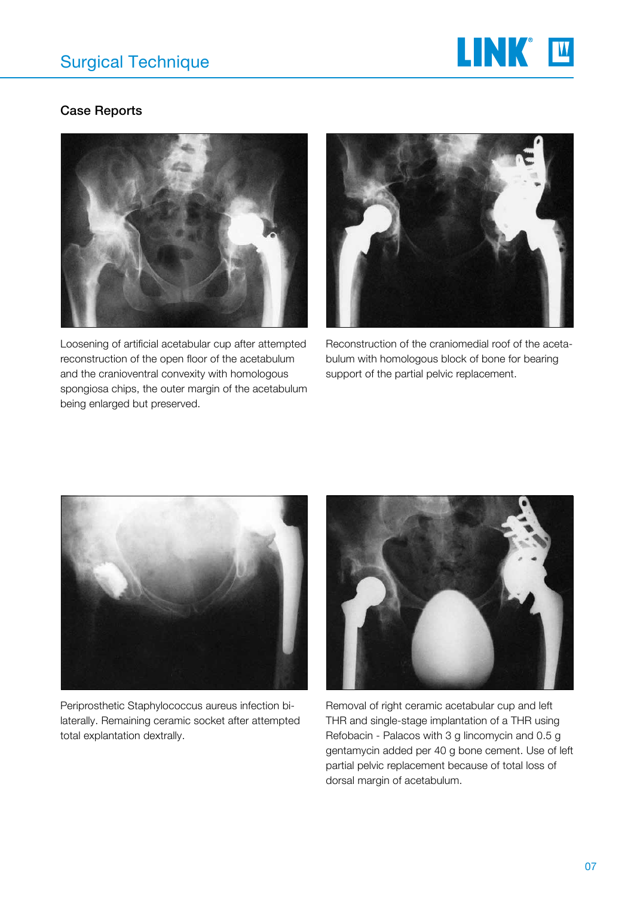## Case Reports

Loosening of artificial acetabular cup after attempted reconstruction of the open floor of the acetabulum and the cranioventral convexity with homologous spongiosa chips, the outer margin of the acetabulum being enlarged but preserved.

Reconstruction of the craniomedial roof of the acetabulum with homologous block of bone for bearing support of the partial pelvic replacement.

Periprosthetic Staphylococcus aureus infection bilaterally. Remaining ceramic socket after attempted total explantation dextrally.

Removal of right ceramic acetabular cup and left THR and single-stage implantation of a THR using Refobacin - Palacos with 3 g lincomycin and 0.5 g gentamycin added per 40 g bone cement. Use of left partial pelvic replacement because of total loss of dorsal margin of acetabulum.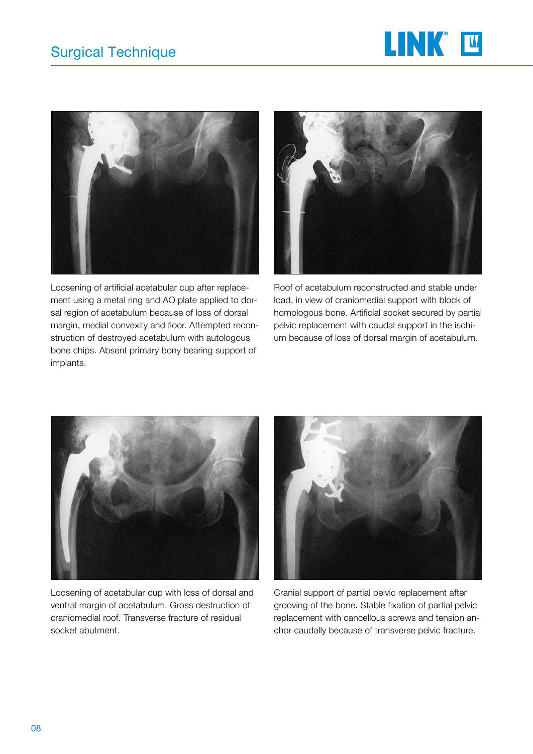Loosening of artificial acetabular cup after replacement using a metal ring and AO plate applied to dorsal region of acetabulum because of loss of dorsal margin, medial convexity and floor. Attempted reconstruction of destroyed acetabulum with autologous bone chips. Absent primary bony bearing support of implants.

Roof of acetabulum reconstructed and stable under load, in view of craniomedial support with block of homologous bone. Artificial socket secured by partial pelvic replacement with caudal support in the ischium because of loss of dorsal margin of acetabulum.

Loosening of acetabular cup with loss of dorsal and ventral margin of acetabulum. Gross destruction of craniomedial roof. Transverse fracture of residual socket abutment.

Cranial support of partial pelvic replacement after grooving of the bone. Stable fixation of partial pelvic replacement with cancellous screws and tension anchor caudally because of transverse pelvic fracture.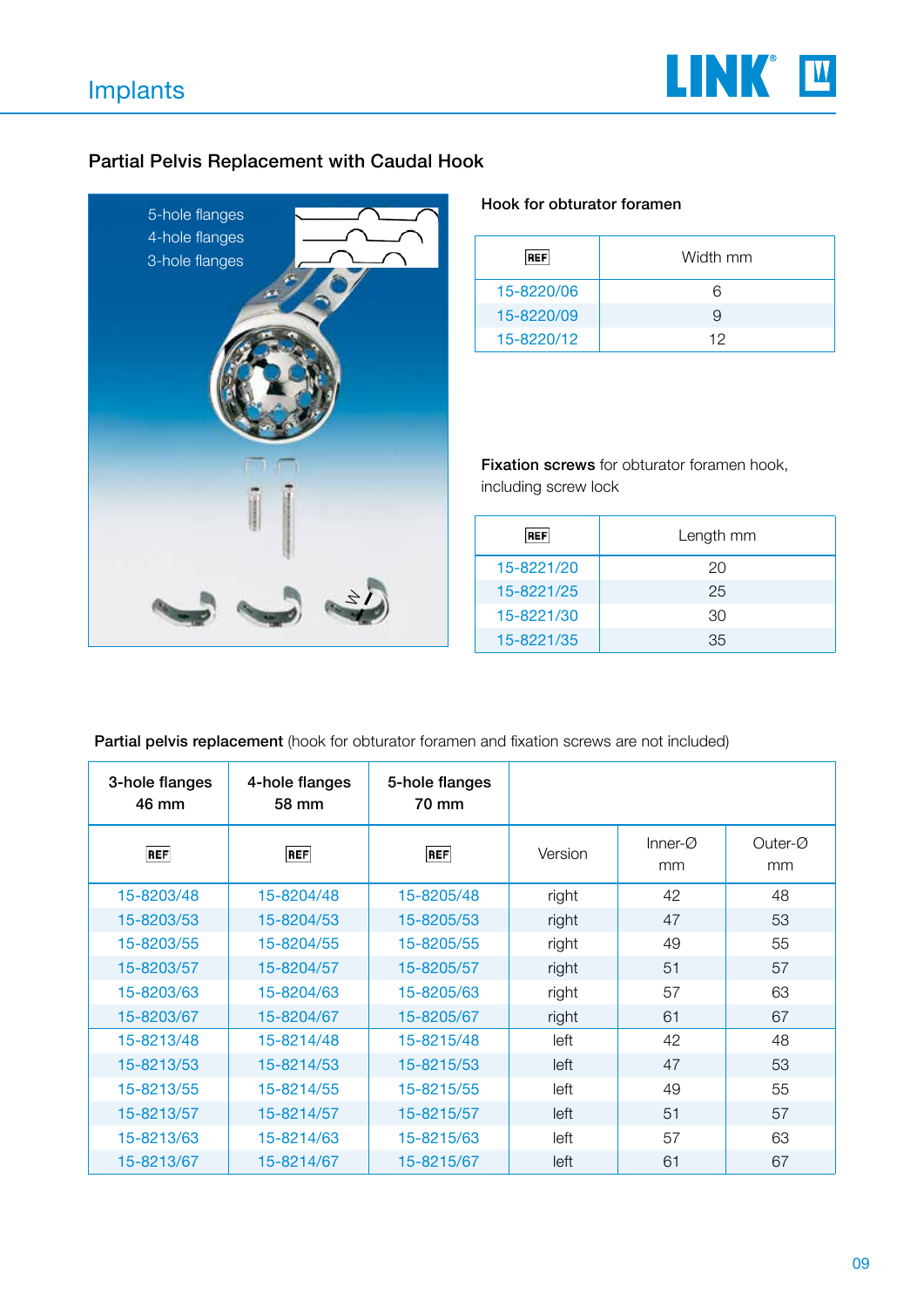## Implants

### Partial Pelvis Replacement with Caudal Hook

5-hole flanges
4-hole flanges
3-hole flanges

**Hook for obturator foramen**

| REF | Width mm |
|---|---|
| 15-8220/06 | 6 |
| 15-8220/09 | 9 |
| 15-8220/12 | 12 |

**Fixation screws** for obturator foramen hook, including screw lock

| REF | Length mm |
|---|---|
| 15-8221/20 | 20 |
| 15-8221/25 | 25 |
| 15-8221/30 | 30 |
| 15-8221/35 | 35 |

**Partial pelvis replacement** (hook for obturator foramen and fixation screws are not included)

| 3-hole flanges 46 mm | 4-hole flanges 58 mm | 5-hole flanges 70 mm | | | |
|---|---|---|---|---|---|
| REF | REF | REF | Version | Inner-Ø mm | Outer-Ø mm |
| 15-8203/48 | 15-8204/48 | 15-8205/48 | right | 42 | 48 |
| 15-8203/53 | 15-8204/53 | 15-8205/53 | right | 47 | 53 |
| 15-8203/55 | 15-8204/55 | 15-8205/55 | right | 49 | 55 |
| 15-8203/57 | 15-8204/57 | 15-8205/57 | right | 51 | 57 |
| 15-8203/63 | 15-8204/63 | 15-8205/63 | right | 57 | 63 |
| 15-8203/67 | 15-8204/67 | 15-8205/67 | right | 61 | 67 |
| 15-8213/48 | 15-8214/48 | 15-8215/48 | left | 42 | 48 |
| 15-8213/53 | 15-8214/53 | 15-8215/53 | left | 47 | 53 |
| 15-8213/55 | 15-8214/55 | 15-8215/55 | left | 49 | 55 |
| 15-8213/57 | 15-8214/57 | 15-8215/57 | left | 51 | 57 |
| 15-8213/63 | 15-8214/63 | 15-8215/63 | left | 57 | 63 |
| 15-8213/67 | 15-8214/67 | 15-8215/67 | left | 61 | 67 |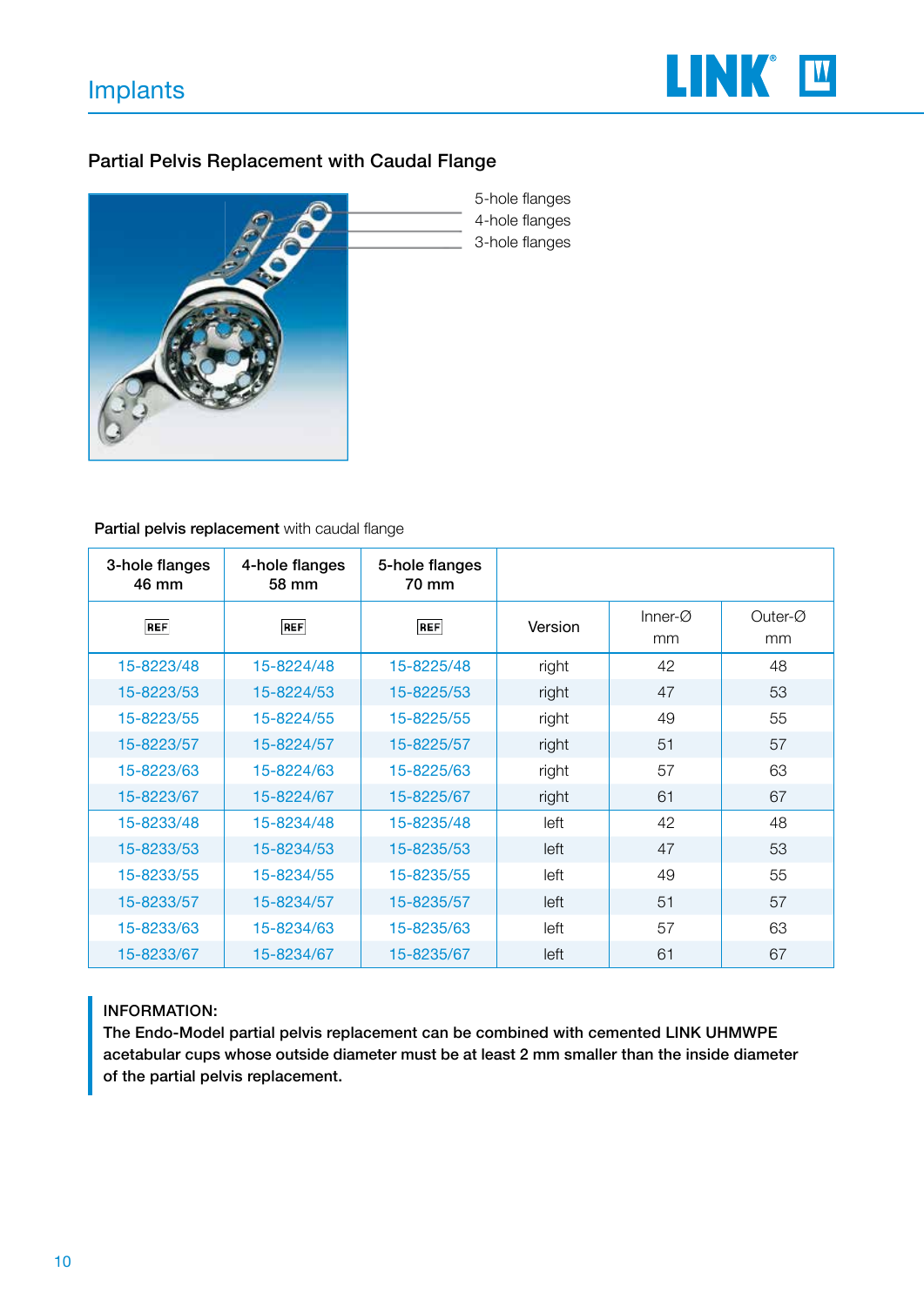## Partial Pelvis Replacement with Caudal Flange

5-hole flanges
4-hole flanges
3-hole flanges

**Partial pelvis replacement** with caudal flange

| 3-hole flanges 46 mm | 4-hole flanges 58 mm | 5-hole flanges 70 mm | | | |
|---|---|---|---|---|---|
| REF | REF | REF | Version | Inner-Ø mm | Outer-Ø mm |
| 15-8223/48 | 15-8224/48 | 15-8225/48 | right | 42 | 48 |
| 15-8223/53 | 15-8224/53 | 15-8225/53 | right | 47 | 53 |
| 15-8223/55 | 15-8224/55 | 15-8225/55 | right | 49 | 55 |
| 15-8223/57 | 15-8224/57 | 15-8225/57 | right | 51 | 57 |
| 15-8223/63 | 15-8224/63 | 15-8225/63 | right | 57 | 63 |
| 15-8223/67 | 15-8224/67 | 15-8225/67 | right | 61 | 67 |
| 15-8233/48 | 15-8234/48 | 15-8235/48 | left | 42 | 48 |
| 15-8233/53 | 15-8234/53 | 15-8235/53 | left | 47 | 53 |
| 15-8233/55 | 15-8234/55 | 15-8235/55 | left | 49 | 55 |
| 15-8233/57 | 15-8234/57 | 15-8235/57 | left | 51 | 57 |
| 15-8233/63 | 15-8234/63 | 15-8235/63 | left | 57 | 63 |
| 15-8233/67 | 15-8234/67 | 15-8235/67 | left | 61 | 67 |

**INFORMATION:**
**The Endo-Model partial pelvis replacement can be combined with cemented LINK UHMWPE acetabular cups whose outside diameter must be at least 2 mm smaller than the inside diameter of the partial pelvis replacement.**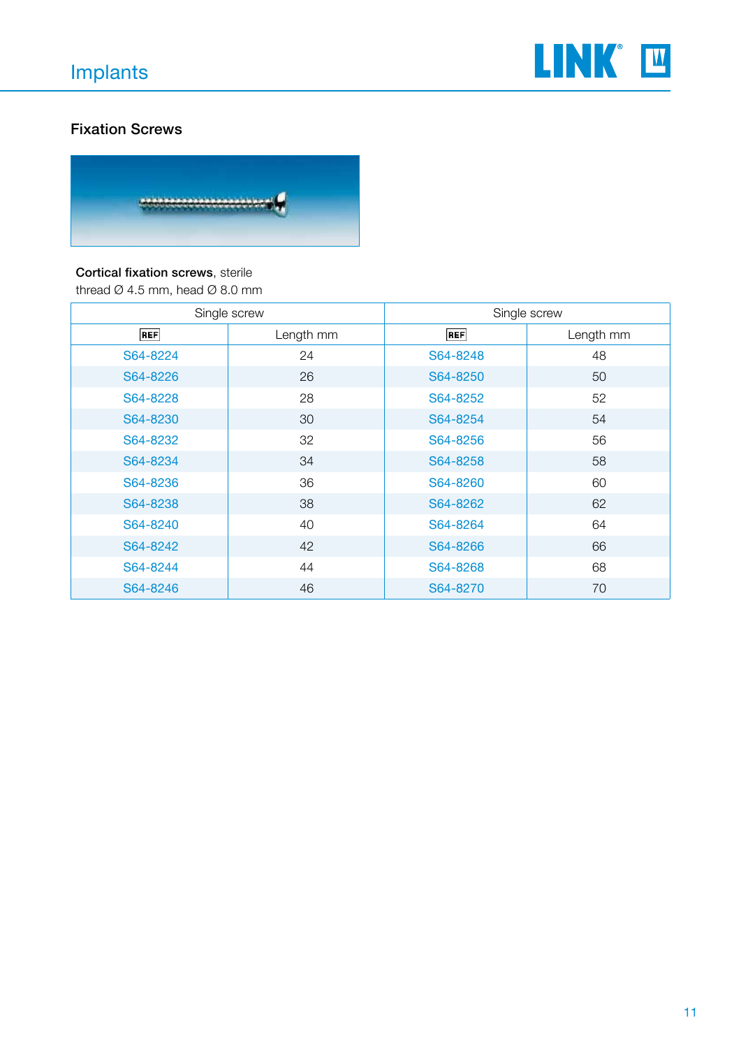## Implants

### Fixation Screws

**Cortical fixation screws**, sterile
thread Ø 4.5 mm, head Ø 8.0 mm

| Single screw | | Single screw | |
|---|---|---|---|
| REF | Length mm | REF | Length mm |
| S64-8224 | 24 | S64-8248 | 48 |
| S64-8226 | 26 | S64-8250 | 50 |
| S64-8228 | 28 | S64-8252 | 52 |
| S64-8230 | 30 | S64-8254 | 54 |
| S64-8232 | 32 | S64-8256 | 56 |
| S64-8234 | 34 | S64-8258 | 58 |
| S64-8236 | 36 | S64-8260 | 60 |
| S64-8238 | 38 | S64-8262 | 62 |
| S64-8240 | 40 | S64-8264 | 64 |
| S64-8242 | 42 | S64-8266 | 66 |
| S64-8244 | 44 | S64-8268 | 68 |
| S64-8246 | 46 | S64-8270 | 70 |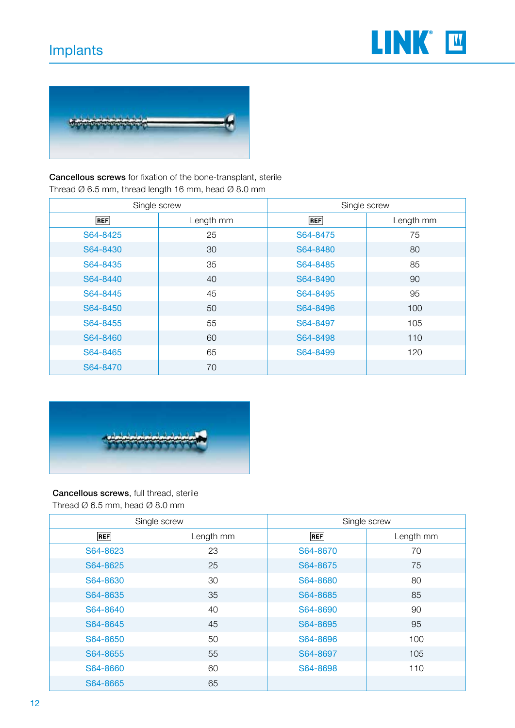# Implants

**Cancellous screws** for fixation of the bone-transplant, sterile
Thread Ø 6.5 mm, thread length 16 mm, head Ø 8.0 mm

| Single screw | | Single screw | |
|---|---|---|---|
| REF | Length mm | REF | Length mm |
| S64-8425 | 25 | S64-8475 | 75 |
| S64-8430 | 30 | S64-8480 | 80 |
| S64-8435 | 35 | S64-8485 | 85 |
| S64-8440 | 40 | S64-8490 | 90 |
| S64-8445 | 45 | S64-8495 | 95 |
| S64-8450 | 50 | S64-8496 | 100 |
| S64-8455 | 55 | S64-8497 | 105 |
| S64-8460 | 60 | S64-8498 | 110 |
| S64-8465 | 65 | S64-8499 | 120 |
| S64-8470 | 70 | | |

**Cancellous screws**, full thread, sterile
Thread Ø 6.5 mm, head Ø 8.0 mm

| Single screw | | Single screw | |
|---|---|---|---|
| REF | Length mm | REF | Length mm |
| S64-8623 | 23 | S64-8670 | 70 |
| S64-8625 | 25 | S64-8675 | 75 |
| S64-8630 | 30 | S64-8680 | 80 |
| S64-8635 | 35 | S64-8685 | 85 |
| S64-8640 | 40 | S64-8690 | 90 |
| S64-8645 | 45 | S64-8695 | 95 |
| S64-8650 | 50 | S64-8696 | 100 |
| S64-8655 | 55 | S64-8697 | 105 |
| S64-8660 | 60 | S64-8698 | 110 |
| S64-8665 | 65 | | |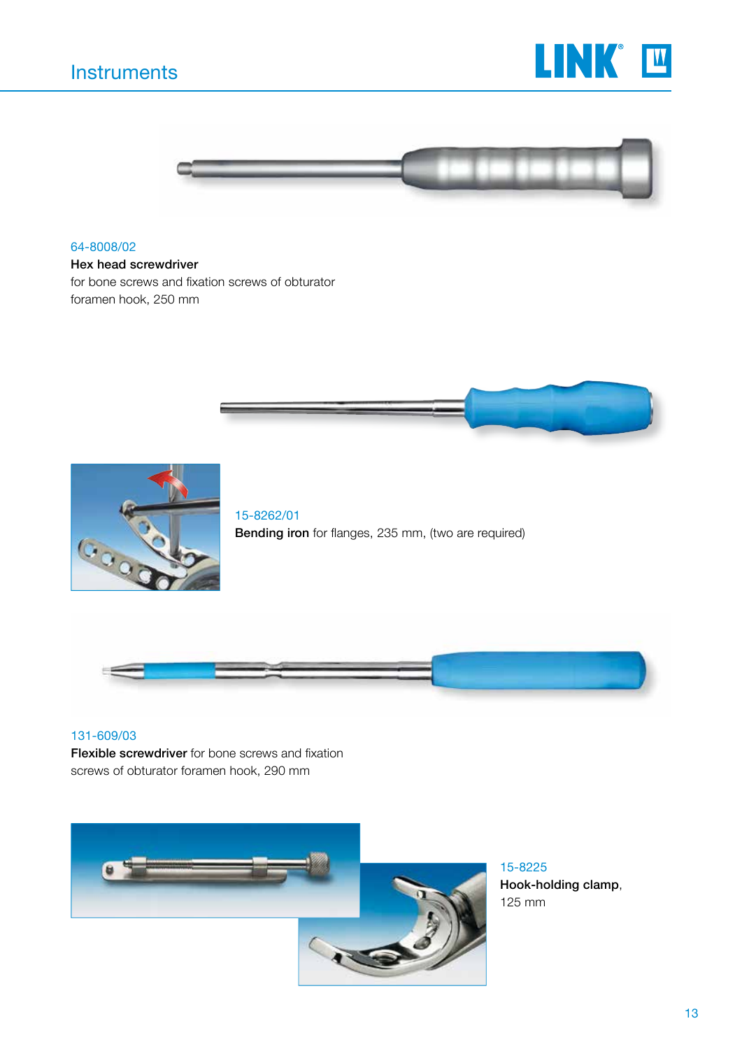# Instruments

64-8008/02

**Hex head screwdriver**
for bone screws and fixation screws of obturator foramen hook, 250 mm

15-8262/01

**Bending iron** for flanges, 235 mm, (two are required)

131-609/03

**Flexible screwdriver** for bone screws and fixation screws of obturator foramen hook, 290 mm

15-8225

**Hook-holding clamp**, 125 mm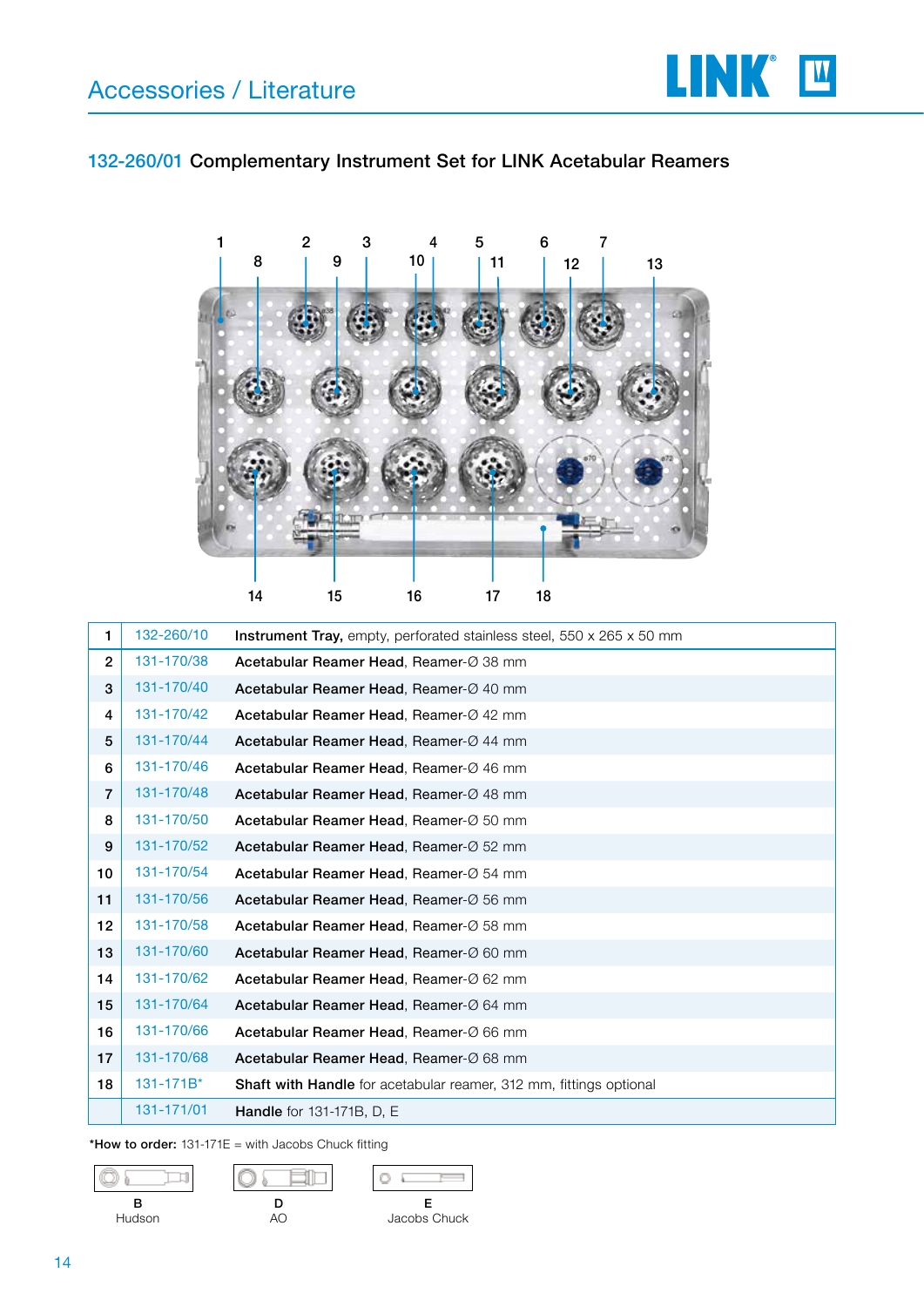# Accessories / Literature

## 132-260/01 Complementary Instrument Set for LINK Acetabular Reamers

| | | |
|---|---|---|
| 1 | 132-260/10 | **Instrument Tray,** empty, perforated stainless steel, 550 x 265 x 50 mm |
| 2 | 131-170/38 | **Acetabular Reamer Head**, Reamer-Ø 38 mm |
| 3 | 131-170/40 | **Acetabular Reamer Head**, Reamer-Ø 40 mm |
| 4 | 131-170/42 | **Acetabular Reamer Head**, Reamer-Ø 42 mm |
| 5 | 131-170/44 | **Acetabular Reamer Head**, Reamer-Ø 44 mm |
| 6 | 131-170/46 | **Acetabular Reamer Head**, Reamer-Ø 46 mm |
| 7 | 131-170/48 | **Acetabular Reamer Head**, Reamer-Ø 48 mm |
| 8 | 131-170/50 | **Acetabular Reamer Head**, Reamer-Ø 50 mm |
| 9 | 131-170/52 | **Acetabular Reamer Head**, Reamer-Ø 52 mm |
| 10 | 131-170/54 | **Acetabular Reamer Head**, Reamer-Ø 54 mm |
| 11 | 131-170/56 | **Acetabular Reamer Head**, Reamer-Ø 56 mm |
| 12 | 131-170/58 | **Acetabular Reamer Head**, Reamer-Ø 58 mm |
| 13 | 131-170/60 | **Acetabular Reamer Head**, Reamer-Ø 60 mm |
| 14 | 131-170/62 | **Acetabular Reamer Head**, Reamer-Ø 62 mm |
| 15 | 131-170/64 | **Acetabular Reamer Head**, Reamer-Ø 64 mm |
| 16 | 131-170/66 | **Acetabular Reamer Head**, Reamer-Ø 66 mm |
| 17 | 131-170/68 | **Acetabular Reamer Head**, Reamer-Ø 68 mm |
| 18 | 131-171B* | **Shaft with Handle** for acetabular reamer, 312 mm, fittings optional |
| | 131-171/01 | **Handle** for 131-171B, D, E |

***How to order:** 131-171E = with Jacobs Chuck fitting

B Hudson

D AO

E Jacobs Chuck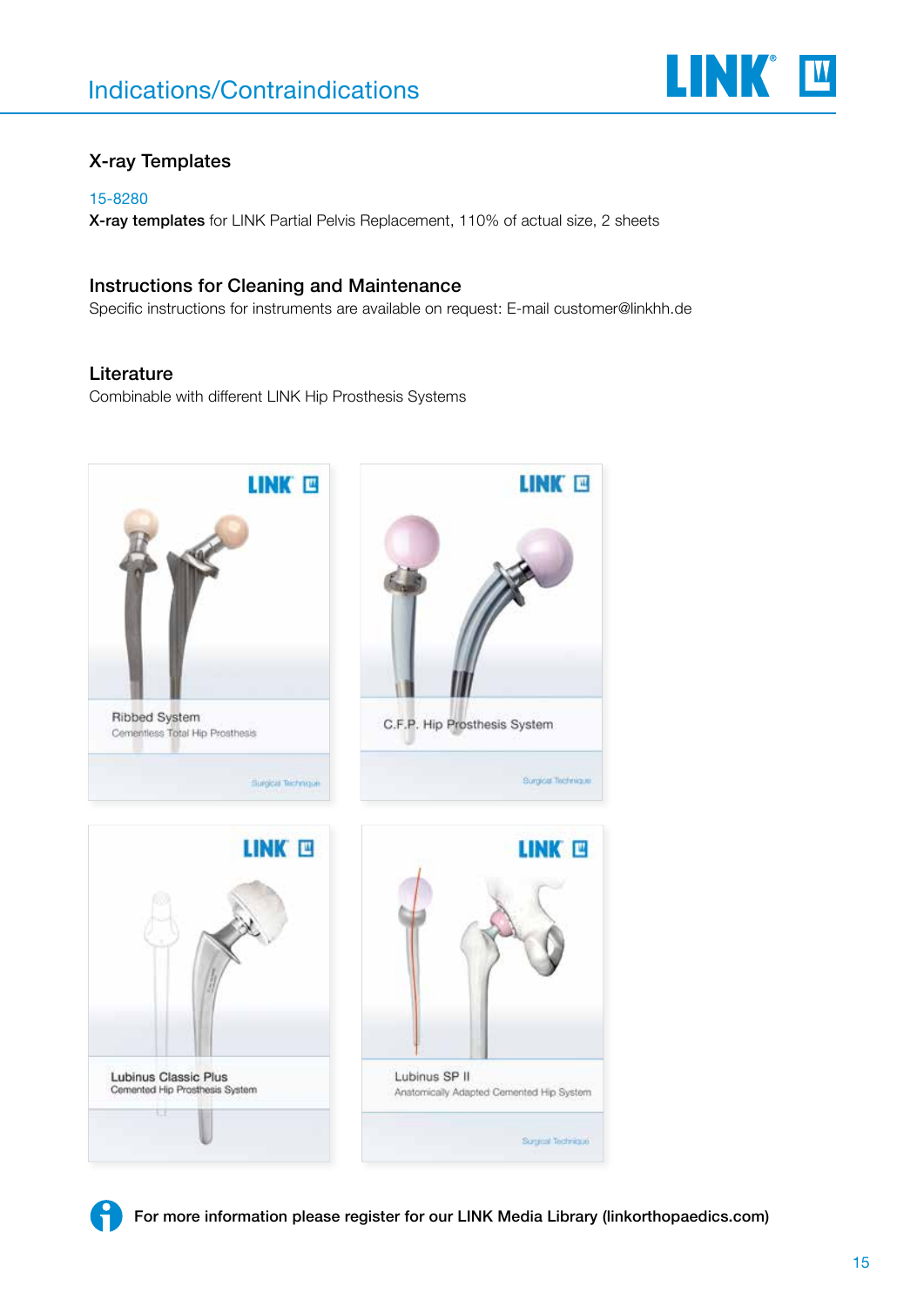## Indications/Contraindications

### X-ray Templates

15-8280
**X-ray templates** for LINK Partial Pelvis Replacement, 110% of actual size, 2 sheets

### Instructions for Cleaning and Maintenance

Specific instructions for instruments are available on request: E-mail customer@linkhh.de

### Literature

Combinable with different LINK Hip Prosthesis Systems

Ribbed System
Cementless Total Hip Prosthesis
Surgical Technique

C.F.P. Hip Prosthesis System
Surgical Technique

Lubinus Classic Plus
Cemented Hip Prosthesis System

Lubinus SP II
Anatomically Adapted Cemented Hip System
Surgical Technique

**For more information please register for our LINK Media Library (linkorthopaedics.com)**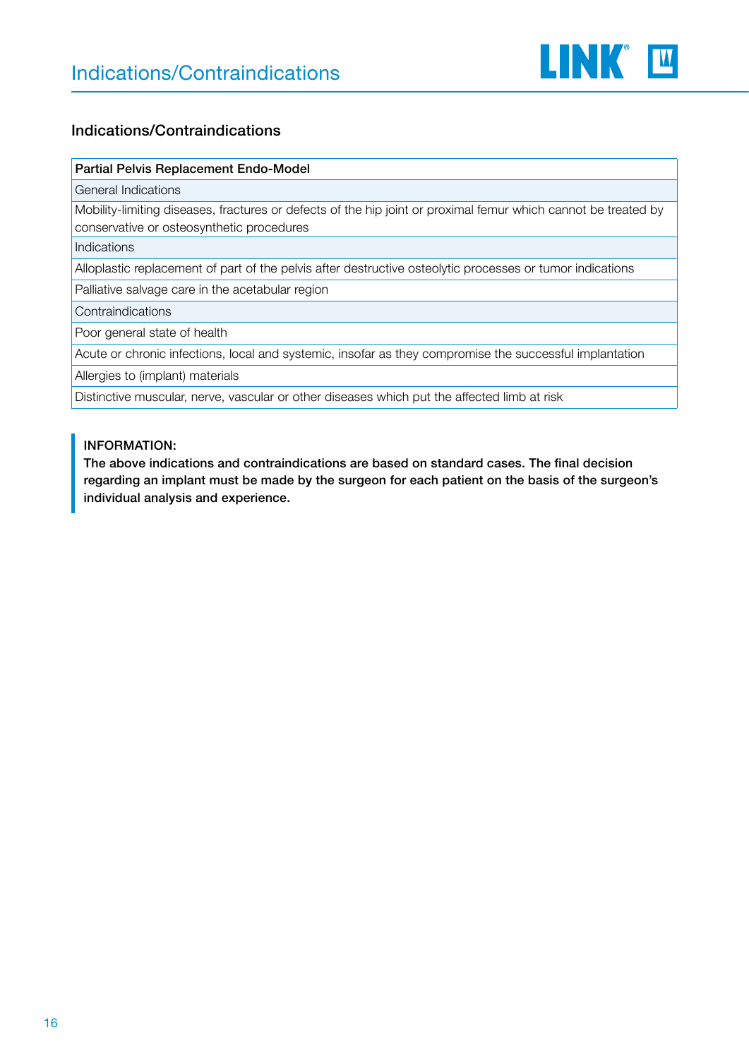# Indications/Contraindications

## Indications/Contraindications

| Partial Pelvis Replacement Endo-Model |
|---|
| General Indications |
| Mobility-limiting diseases, fractures or defects of the hip joint or proximal femur which cannot be treated by conservative or osteosynthetic procedures |
| Indications |
| Alloplastic replacement of part of the pelvis after destructive osteolytic processes or tumor indications |
| Palliative salvage care in the acetabular region |
| Contraindications |
| Poor general state of health |
| Acute or chronic infections, local and systemic, insofar as they compromise the successful implantation |
| Allergies to (implant) materials |
| Distinctive muscular, nerve, vascular or other diseases which put the affected limb at risk |

**INFORMATION:**
**The above indications and contraindications are based on standard cases. The final decision regarding an implant must be made by the surgeon for each patient on the basis of the surgeon's individual analysis and experience.**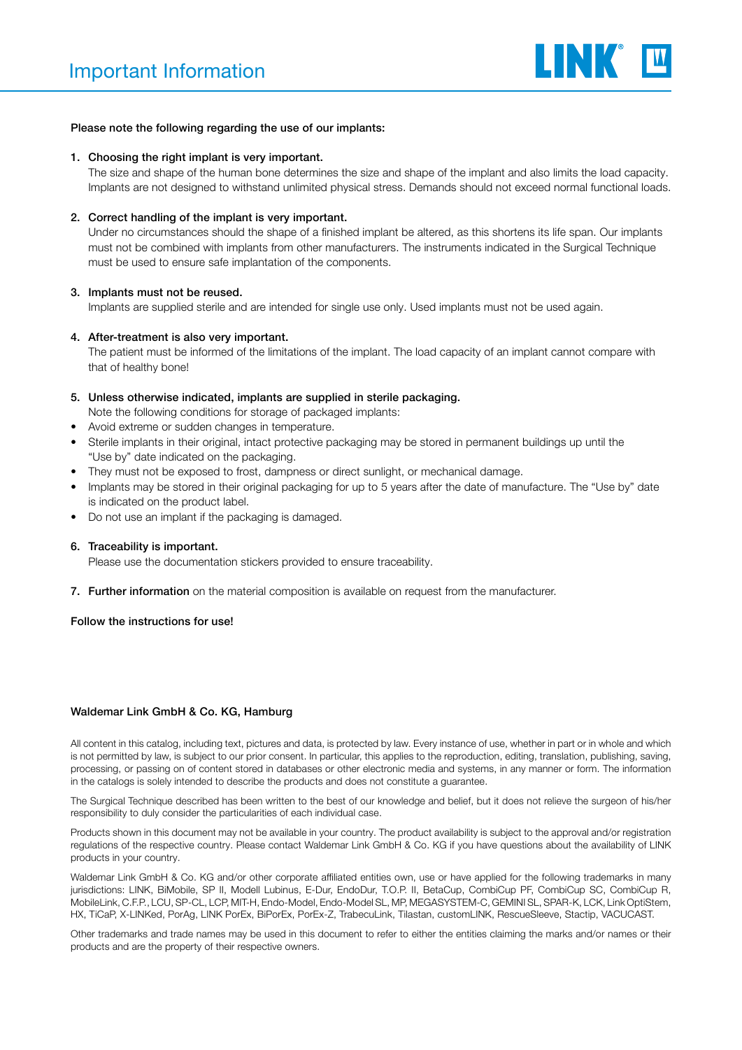# Important Information

**Please note the following regarding the use of our implants:**

1. **Choosing the right implant is very important.**
   The size and shape of the human bone determines the size and shape of the implant and also limits the load capacity. Implants are not designed to withstand unlimited physical stress. Demands should not exceed normal functional loads.

2. **Correct handling of the implant is very important.**
   Under no circumstances should the shape of a finished implant be altered, as this shortens its life span. Our implants must not be combined with implants from other manufacturers. The instruments indicated in the Surgical Technique must be used to ensure safe implantation of the components.

3. **Implants must not be reused.**
   Implants are supplied sterile and are intended for single use only. Used implants must not be used again.

4. **After-treatment is also very important.**
   The patient must be informed of the limitations of the implant. The load capacity of an implant cannot compare with that of healthy bone!

5. **Unless otherwise indicated, implants are supplied in sterile packaging.**
   Note the following conditions for storage of packaged implants:

- Avoid extreme or sudden changes in temperature.
- Sterile implants in their original, intact protective packaging may be stored in permanent buildings up until the "Use by" date indicated on the packaging.
- They must not be exposed to frost, dampness or direct sunlight, or mechanical damage.
- Implants may be stored in their original packaging for up to 5 years after the date of manufacture. The "Use by" date is indicated on the product label.
- Do not use an implant if the packaging is damaged.

6. **Traceability is important.**
   Please use the documentation stickers provided to ensure traceability.

7. **Further information** on the material composition is available on request from the manufacturer.

**Follow the instructions for use!**

**Waldemar Link GmbH & Co. KG, Hamburg**

All content in this catalog, including text, pictures and data, is protected by law. Every instance of use, whether in part or in whole and which is not permitted by law, is subject to our prior consent. In particular, this applies to the reproduction, editing, translation, publishing, saving, processing, or passing on of content stored in databases or other electronic media and systems, in any manner or form. The information in the catalogs is solely intended to describe the products and does not constitute a guarantee.

The Surgical Technique described has been written to the best of our knowledge and belief, but it does not relieve the surgeon of his/her responsibility to duly consider the particularities of each individual case.

Products shown in this document may not be available in your country. The product availability is subject to the approval and/or registration regulations of the respective country. Please contact Waldemar Link GmbH & Co. KG if you have questions about the availability of LINK products in your country.

Waldemar Link GmbH & Co. KG and/or other corporate affiliated entities own, use or have applied for the following trademarks in many jurisdictions: LINK, BiMobile, SP II, Modell Lubinus, E-Dur, EndoDur, T.O.P. II, BetaCup, CombiCup PF, CombiCup SC, CombiCup R, MobileLink, C.F.P., LCU, SP-CL, LCP, MIT-H, Endo-Model, Endo-Model SL, MP, MEGASYSTEM-C, GEMINI SL, SPAR-K, LCK, Link OptiStem, HX, TiCaP, X-LINKed, PorAg, LINK PorEx, BiPorEx, PorEx-Z, TrabecuLink, Tilastan, customLINK, RescueSleeve, Stactip, VACUCAST.

Other trademarks and trade names may be used in this document to refer to either the entities claiming the marks and/or names or their products and are the property of their respective owners.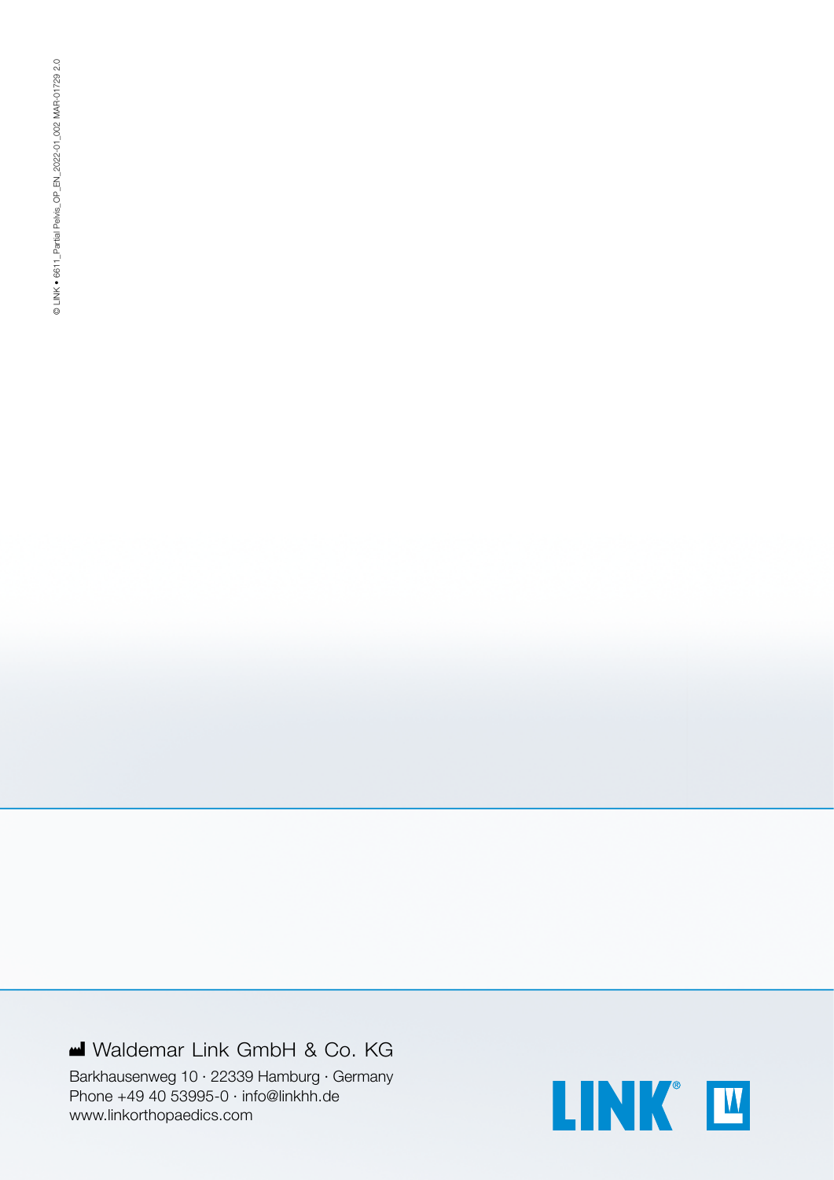© LINK • 6611_Partial Pelvis_OP_EN_2022-01_002 MAR-01729 2.0

Waldemar Link GmbH & Co. KG

Barkhausenweg 10 · 22339 Hamburg · Germany
Phone +49 40 53995-0 · info@linkhh.de
www.linkorthopaedics.com

LINK®